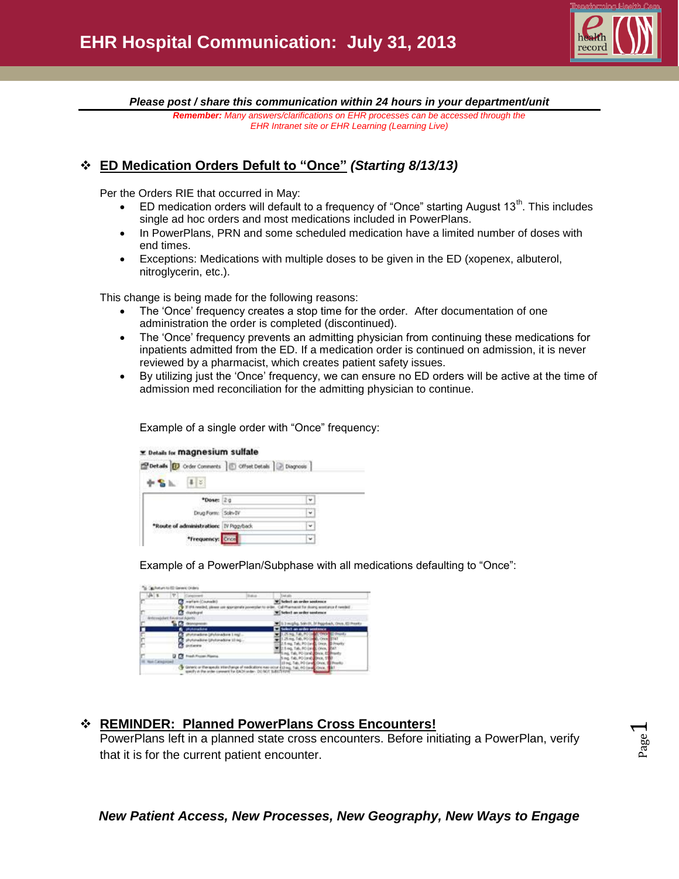# EHR Hospital Communication: July 31, 2013

***Please post / share this communication within 24 hours in your department/unit***

***Remember:*** *Many answers/clarifications on EHR processes can be accessed through the EHR Intranet site or EHR Learning (Learning Live)*

## ❖ ED Medication Orders Defult to "Once" *(Starting 8/13/13)*

Per the Orders RIE that occurred in May:

- ED medication orders will default to a frequency of "Once" starting August 13th. This includes single ad hoc orders and most medications included in PowerPlans.
- In PowerPlans, PRN and some scheduled medication have a limited number of doses with end times.
- Exceptions: Medications with multiple doses to be given in the ED (xopenex, albuterol, nitroglycerin, etc.).

This change is being made for the following reasons:

- The 'Once' frequency creates a stop time for the order. After documentation of one administration the order is completed (discontinued).
- The 'Once' frequency prevents an admitting physician from continuing these medications for inpatients admitted from the ED. If a medication order is continued on admission, it is never reviewed by a pharmacist, which creates patient safety issues.
- By utilizing just the 'Once' frequency, we can ensure no ED orders will be active at the time of admission med reconciliation for the admitting physician to continue.

Example of a single order with "Once" frequency:

Example of a PowerPlan/Subphase with all medications defaulting to "Once":

## ❖ REMINDER: Planned PowerPlans Cross Encounters!

PowerPlans left in a planned state cross encounters. Before initiating a PowerPlan, verify that it is for the current patient encounter.

***New Patient Access, New Processes, New Geography, New Ways to Engage***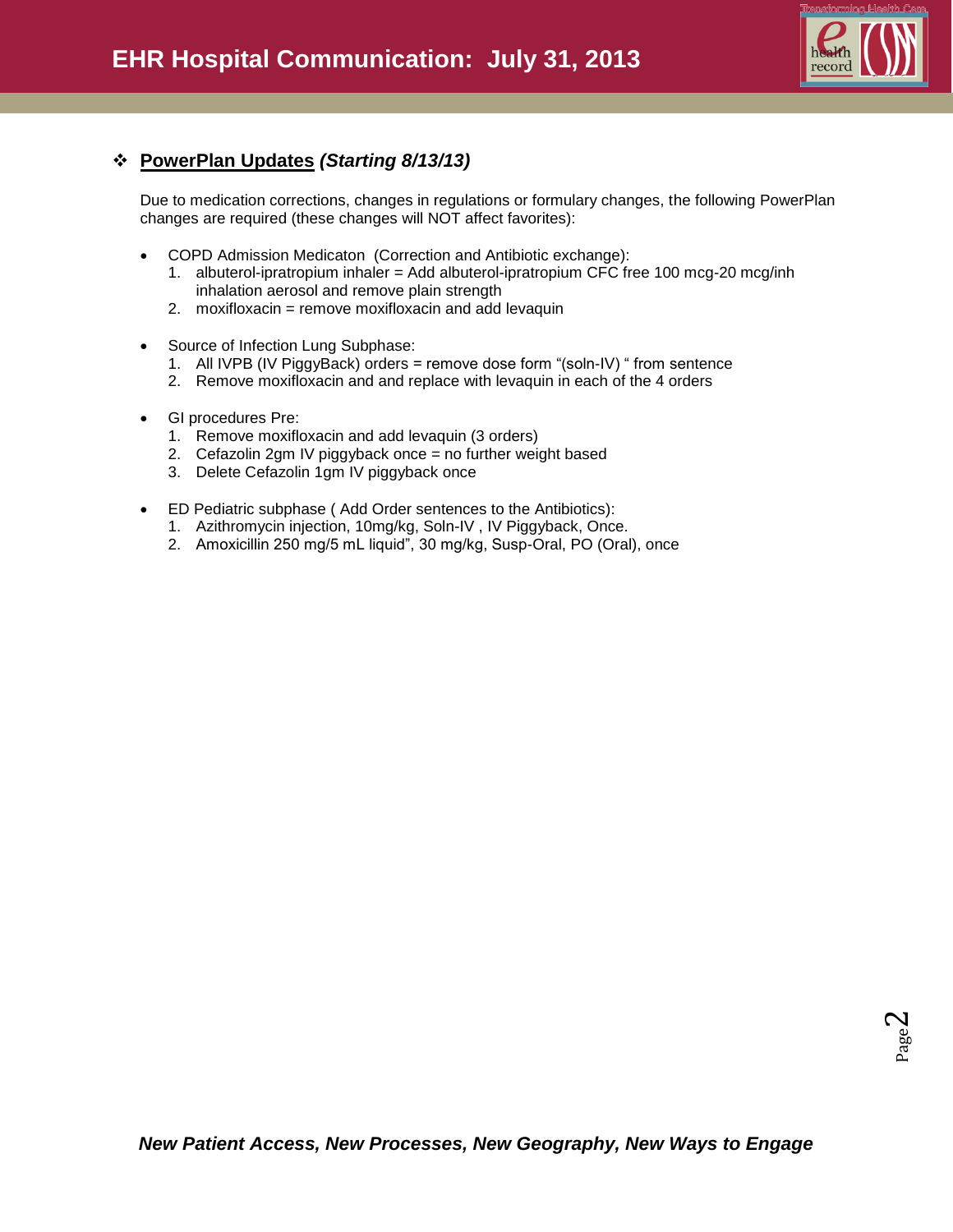# EHR Hospital Communication: July 31, 2013

## ❖ PowerPlan Updates *(Starting 8/13/13)*

Due to medication corrections, changes in regulations or formulary changes, the following PowerPlan changes are required (these changes will NOT affect favorites):

- COPD Admission Medicaton (Correction and Antibiotic exchange):
  1. albuterol-ipratropium inhaler = Add albuterol-ipratropium CFC free 100 mcg-20 mcg/inh inhalation aerosol and remove plain strength
  2. moxifloxacin = remove moxifloxacin and add levaquin

- Source of Infection Lung Subphase:
  1. All IVPB (IV PiggyBack) orders = remove dose form "(soln-IV) " from sentence
  2. Remove moxifloxacin and and replace with levaquin in each of the 4 orders

- GI procedures Pre:
  1. Remove moxifloxacin and add levaquin (3 orders)
  2. Cefazolin 2gm IV piggyback once = no further weight based
  3. Delete Cefazolin 1gm IV piggyback once

- ED Pediatric subphase ( Add Order sentences to the Antibiotics):
  1. Azithromycin injection, 10mg/kg, Soln-IV , IV Piggyback, Once.
  2. Amoxicillin 250 mg/5 mL liquid", 30 mg/kg, Susp-Oral, PO (Oral), once

*New Patient Access, New Processes, New Geography, New Ways to Engage*